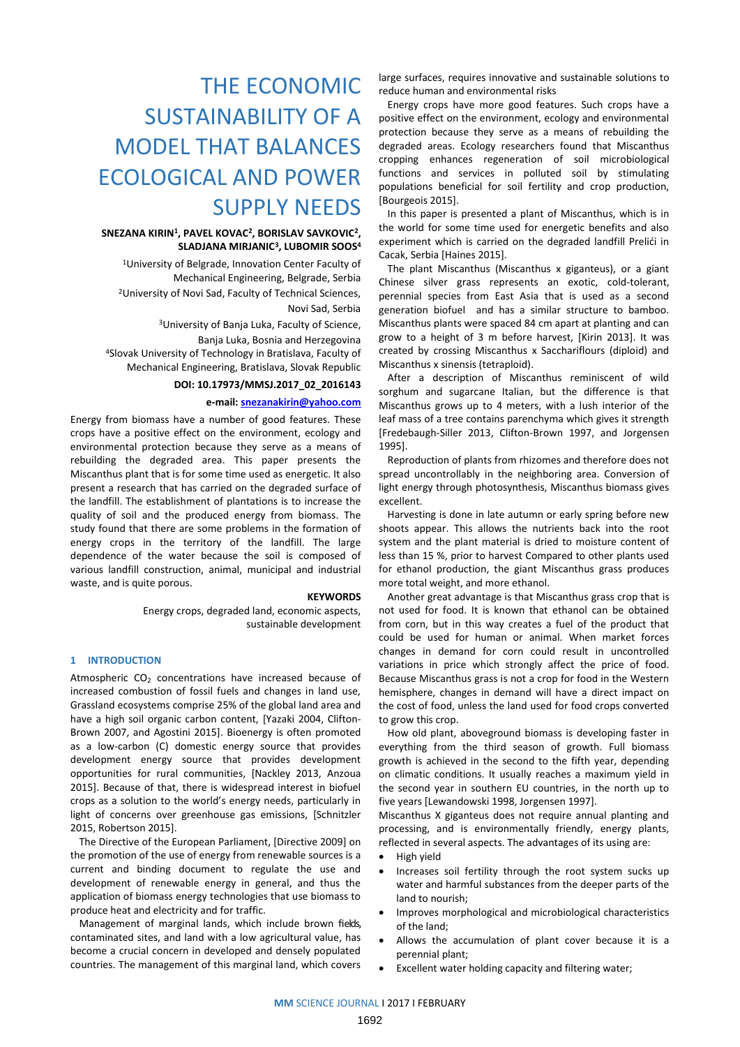# THE ECONOMIC SUSTAINABILITY OF A MODEL THAT BALANCES ECOLOGICAL AND POWER SUPPLY NEEDS

**SNEZANA KIRIN[1], PAVEL KOVAC[2], BORISLAV SAVKOVIC[2], SLADJANA MIRJANIC[3], LUBOMIR SOOS[4]**

[1]University of Belgrade, Innovation Center Faculty of Mechanical Engineering, Belgrade, Serbia

[2]University of Novi Sad, Faculty of Technical Sciences, Novi Sad, Serbia

[3]University of Banja Luka, Faculty of Science, Banja Luka, Bosnia and Herzegovina

[4]Slovak University of Technology in Bratislava, Faculty of Mechanical Engineering, Bratislava, Slovak Republic

**DOI: 10.17973/MMSJ.2017_02_2016143**

**e-mail: snezanakirin@yahoo.com**

Energy from biomass have a number of good features. These crops have a positive effect on the environment, ecology and environmental protection because they serve as a means of rebuilding the degraded area. This paper presents the Miscanthus plant that is for some time used as energetic. It also present a research that has carried on the degraded surface of the landfill. The establishment of plantations is to increase the quality of soil and the produced energy from biomass. The study found that there are some problems in the formation of energy crops in the territory of the landfill. The large dependence of the water because the soil is composed of various landfill construction, animal, municipal and industrial waste, and is quite porous.

**KEYWORDS**

Energy crops, degraded land, economic aspects, sustainable development

## 1 INTRODUCTION

Atmospheric $CO_2$ concentrations have increased because of increased combustion of fossil fuels and changes in land use, Grassland ecosystems comprise 25% of the global land area and have a high soil organic carbon content, [Yazaki 2004, Clifton-Brown 2007, and Agostini 2015]. Bioenergy is often promoted as a low-carbon (C) domestic energy source that provides development energy source that provides development opportunities for rural communities, [Nackley 2013, Anzoua 2015]. Because of that, there is widespread interest in biofuel crops as a solution to the world's energy needs, particularly in light of concerns over greenhouse gas emissions, [Schnitzler 2015, Robertson 2015].

The Directive of the European Parliament, [Directive 2009] on the promotion of the use of energy from renewable sources is a current and binding document to regulate the use and development of renewable energy in general, and thus the application of biomass energy technologies that use biomass to produce heat and electricity and for traffic.

Management of marginal lands, which include brown fields, contaminated sites, and land with a low agricultural value, has become a crucial concern in developed and densely populated countries. The management of this marginal land, which covers large surfaces, requires innovative and sustainable solutions to reduce human and environmental risks

Energy crops have more good features. Such crops have a positive effect on the environment, ecology and environmental protection because they serve as a means of rebuilding the degraded areas. Ecology researchers found that Miscanthus cropping enhances regeneration of soil microbiological functions and services in polluted soil by stimulating populations beneficial for soil fertility and crop production, [Bourgeois 2015].

In this paper is presented a plant of Miscanthus, which is in the world for some time used for energetic benefits and also experiment which is carried on the degraded landfill Prelići in Cacak, Serbia [Haines 2015].

The plant Miscanthus (Miscanthus x giganteus), or a giant Chinese silver grass represents an exotic, cold-tolerant, perennial species from East Asia that is used as a second generation biofuel and has a similar structure to bamboo. Miscanthus plants were spaced 84 cm apart at planting and can grow to a height of 3 m before harvest, [Kirin 2013]. It was created by crossing Miscanthus x Sacchariflours (diploid) and Miscanthus x sinensis (tetraploid).

After a description of Miscanthus reminiscent of wild sorghum and sugarcane Italian, but the difference is that Miscanthus grows up to 4 meters, with a lush interior of the leaf mass of a tree contains parenchyma which gives it strength [Fredebaugh-Siller 2013, Clifton-Brown 1997, and Jorgensen 1995].

Reproduction of plants from rhizomes and therefore does not spread uncontrollably in the neighboring area. Conversion of light energy through photosynthesis, Miscanthus biomass gives excellent.

Harvesting is done in late autumn or early spring before new shoots appear. This allows the nutrients back into the root system and the plant material is dried to moisture content of less than 15 %, prior to harvest Compared to other plants used for ethanol production, the giant Miscanthus grass produces more total weight, and more ethanol.

Another great advantage is that Miscanthus grass crop that is not used for food. It is known that ethanol can be obtained from corn, but in this way creates a fuel of the product that could be used for human or animal. When market forces changes in demand for corn could result in uncontrolled variations in price which strongly affect the price of food. Because Miscanthus grass is not a crop for food in the Western hemisphere, changes in demand will have a direct impact on the cost of food, unless the land used for food crops converted to grow this crop.

How old plant, aboveground biomass is developing faster in everything from the third season of growth. Full biomass growth is achieved in the second to the fifth year, depending on climatic conditions. It usually reaches a maximum yield in the second year in southern EU countries, in the north up to five years [Lewandowski 1998, Jorgensen 1997].

Miscanthus X giganteus does not require annual planting and processing, and is environmentally friendly, energy plants, reflected in several aspects. The advantages of its using are:

- High yield
- Increases soil fertility through the root system sucks up water and harmful substances from the deeper parts of the land to nourish;
- Improves morphological and microbiological characteristics of the land;
- Allows the accumulation of plant cover because it is a perennial plant;
- Excellent water holding capacity and filtering water;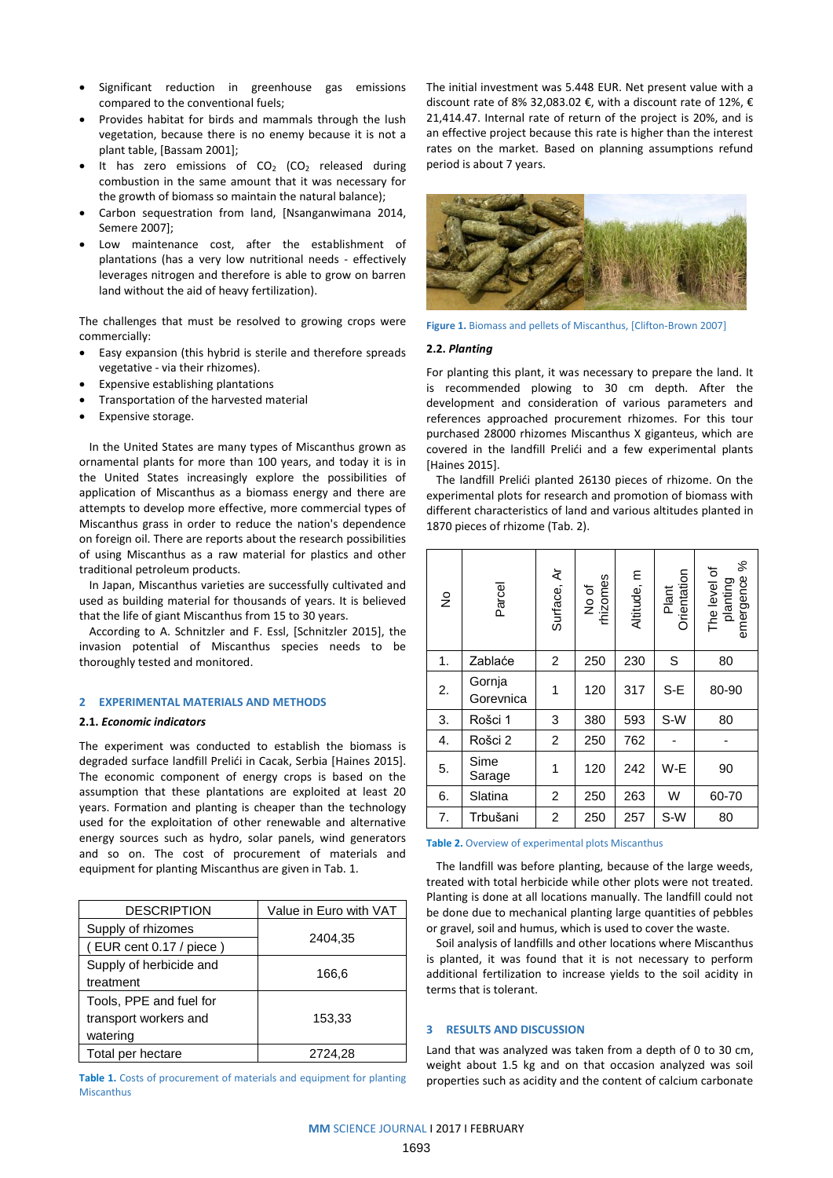- Significant reduction in greenhouse gas emissions compared to the conventional fuels;
- Provides habitat for birds and mammals through the lush vegetation, because there is no enemy because it is not a plant table, [Bassam 2001];
- It has zero emissions of $CO_2$ ($CO_2$ released during combustion in the same amount that it was necessary for the growth of biomass so maintain the natural balance);
- Carbon sequestration from land, [Nsanganwimana 2014, Semere 2007];
- Low maintenance cost, after the establishment of plantations (has a very low nutritional needs - effectively leverages nitrogen and therefore is able to grow on barren land without the aid of heavy fertilization).

The challenges that must be resolved to growing crops were commercially:

- Easy expansion (this hybrid is sterile and therefore spreads vegetative - via their rhizomes).
- Expensive establishing plantations
- Transportation of the harvested material
- Expensive storage.

In the United States are many types of Miscanthus grown as ornamental plants for more than 100 years, and today it is in the United States increasingly explore the possibilities of application of Miscanthus as a biomass energy and there are attempts to develop more effective, more commercial types of Miscanthus grass in order to reduce the nation's dependence on foreign oil. There are reports about the research possibilities of using Miscanthus as a raw material for plastics and other traditional petroleum products.

In Japan, Miscanthus varieties are successfully cultivated and used as building material for thousands of years. It is believed that the life of giant Miscanthus from 15 to 30 years.

According to A. Schnitzler and F. Essl, [Schnitzler 2015], the invasion potential of Miscanthus species needs to be thoroughly tested and monitored.

## 2 EXPERIMENTAL MATERIALS AND METHODS

### 2.1. *Economic indicators*

The experiment was conducted to establish the biomass is degraded surface landfill Prelići in Cacak, Serbia [Haines 2015]. The economic component of energy crops is based on the assumption that these plantations are exploited at least 20 years. Formation and planting is cheaper than the technology used for the exploitation of other renewable and alternative energy sources such as hydro, solar panels, wind generators and so on. The cost of procurement of materials and equipment for planting Miscanthus are given in Tab. 1.

| DESCRIPTION | Value in Euro with VAT |
|---|---|
| Supply of rhizomes ( EUR cent 0.17 / piece ) | 2404,35 |
| Supply of herbicide and treatment | 166,6 |
| Tools, PPE and fuel for transport workers and watering | 153,33 |
| Total per hectare | 2724,28 |

**Table 1.** Costs of procurement of materials and equipment for planting Miscanthus

The initial investment was 5.448 EUR. Net present value with a discount rate of 8% 32,083.02 €, with a discount rate of 12%, € 21,414.47. Internal rate of return of the project is 20%, and is an effective project because this rate is higher than the interest rates on the market. Based on planning assumptions refund period is about 7 years.

**Figure 1.** Biomass and pellets of Miscanthus, [Clifton-Brown 2007]

### 2.2. *Planting*

For planting this plant, it was necessary to prepare the land. It is recommended plowing to 30 cm depth. After the development and consideration of various parameters and references approached procurement rhizomes. For this tour purchased 28000 rhizomes Miscanthus X giganteus, which are covered in the landfill Prelići and a few experimental plants [Haines 2015].

The landfill Prelići planted 26130 pieces of rhizome. On the experimental plots for research and promotion of biomass with different characteristics of land and various altitudes planted in 1870 pieces of rhizome (Tab. 2).

| No | Parcel | Surface, Ar | No of rhizomes | Altitude, m | Plant Orientation | The level of planting emergence % |
|---|---|---|---|---|---|---|
| 1. | Zablaće | 2 | 250 | 230 | S | 80 |
| 2. | Gornja Gorevnica | 1 | 120 | 317 | S-E | 80-90 |
| 3. | Rošci 1 | 3 | 380 | 593 | S-W | 80 |
| 4. | Rošci 2 | 2 | 250 | 762 | - | - |
| 5. | Sime Sarage | 1 | 120 | 242 | W-E | 90 |
| 6. | Slatina | 2 | 250 | 263 | W | 60-70 |
| 7. | Trbušani | 2 | 250 | 257 | S-W | 80 |

**Table 2.** Overview of experimental plots Miscanthus

The landfill was before planting, because of the large weeds, treated with total herbicide while other plots were not treated. Planting is done at all locations manually. The landfill could not be done due to mechanical planting large quantities of pebbles or gravel, soil and humus, which is used to cover the waste.

Soil analysis of landfills and other locations where Miscanthus is planted, it was found that it is not necessary to perform additional fertilization to increase yields to the soil acidity in terms that is tolerant.

## 3 RESULTS AND DISCUSSION

Land that was analyzed was taken from a depth of 0 to 30 cm, weight about 1.5 kg and on that occasion analyzed was soil properties such as acidity and the content of calcium carbonate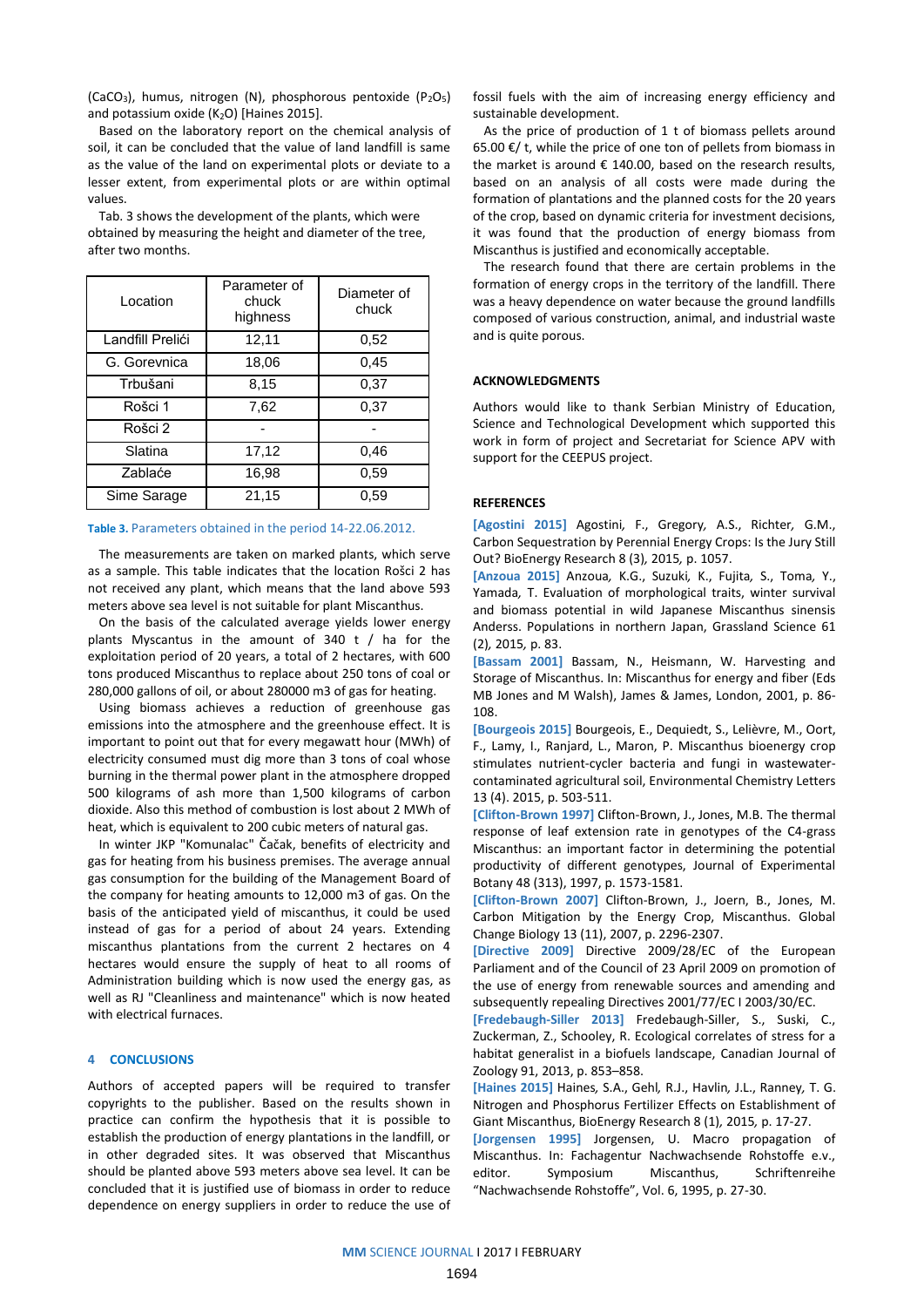($CaCO_3$), humus, nitrogen (N), phosphorous pentoxide ($P_2O_5$) and potassium oxide ($K_2O$) [Haines 2015].

Based on the laboratory report on the chemical analysis of soil, it can be concluded that the value of land landfill is same as the value of the land on experimental plots or deviate to a lesser extent, from experimental plots or are within optimal values.

Tab. 3 shows the development of the plants, which were obtained by measuring the height and diameter of the tree, after two months.

| Location | Parameter of chuck highness | Diameter of chuck |
|---|---|---|
| Landfill Prelići | 12,11 | 0,52 |
| G. Gorevnica | 18,06 | 0,45 |
| Trbušani | 8,15 | 0,37 |
| Rošci 1 | 7,62 | 0,37 |
| Rošci 2 | - | - |
| Slatina | 17,12 | 0,46 |
| Zablaće | 16,98 | 0,59 |
| Sime Sarage | 21,15 | 0,59 |

**Table 3.** Parameters obtained in the period 14-22.06.2012.

The measurements are taken on marked plants, which serve as a sample. This table indicates that the location Rošci 2 has not received any plant, which means that the land above 593 meters above sea level is not suitable for plant Miscanthus.

On the basis of the calculated average yields lower energy plants Myscantus in the amount of 340 t / ha for the exploitation period of 20 years, a total of 2 hectares, with 600 tons produced Miscanthus to replace about 250 tons of coal or 280,000 gallons of oil, or about 280000 m3 of gas for heating.

Using biomass achieves a reduction of greenhouse gas emissions into the atmosphere and the greenhouse effect. It is important to point out that for every megawatt hour (MWh) of electricity consumed must dig more than 3 tons of coal whose burning in the thermal power plant in the atmosphere dropped 500 kilograms of ash more than 1,500 kilograms of carbon dioxide. Also this method of combustion is lost about 2 MWh of heat, which is equivalent to 200 cubic meters of natural gas.

In winter JKP "Komunalac" Čačak, benefits of electricity and gas for heating from his business premises. The average annual gas consumption for the building of the Management Board of the company for heating amounts to 12,000 m3 of gas. On the basis of the anticipated yield of miscanthus, it could be used instead of gas for a period of about 24 years. Extending miscanthus plantations from the current 2 hectares on 4 hectares would ensure the supply of heat to all rooms of Administration building which is now used the energy gas, as well as RJ "Cleanliness and maintenance" which is now heated with electrical furnaces.

## 4 CONCLUSIONS

Authors of accepted papers will be required to transfer copyrights to the publisher. Based on the results shown in practice can confirm the hypothesis that it is possible to establish the production of energy plantations in the landfill, or in other degraded sites. It was observed that Miscanthus should be planted above 593 meters above sea level. It can be concluded that it is justified use of biomass in order to reduce dependence on energy suppliers in order to reduce the use of fossil fuels with the aim of increasing energy efficiency and sustainable development.

As the price of production of 1 t of biomass pellets around 65.00 €/ t, while the price of one ton of pellets from biomass in the market is around € 140.00, based on the research results, based on an analysis of all costs were made during the formation of plantations and the planned costs for the 20 years of the crop, based on dynamic criteria for investment decisions, it was found that the production of energy biomass from Miscanthus is justified and economically acceptable.

The research found that there are certain problems in the formation of energy crops in the territory of the landfill. There was a heavy dependence on water because the ground landfills composed of various construction, animal, and industrial waste and is quite porous.

## ACKNOWLEDGMENTS

Authors would like to thank Serbian Ministry of Education, Science and Technological Development which supported this work in form of project and Secretariat for Science APV with support for the CEEPUS project.

## REFERENCES

[Agostini 2015] Agostini, F., Gregory, A.S., Richter, G.M., Carbon Sequestration by Perennial Energy Crops: Is the Jury Still Out? BioEnergy Research 8 (3), 2015, p. 1057.

[Anzoua 2015] Anzoua, K.G., Suzuki, K., Fujita, S., Toma, Y., Yamada, T. Evaluation of morphological traits, winter survival and biomass potential in wild Japanese Miscanthus sinensis Anderss. Populations in northern Japan, Grassland Science 61 (2), 2015, p. 83.

[Bassam 2001] Bassam, N., Heismann, W. Harvesting and Storage of Miscanthus. In: Miscanthus for energy and fiber (Eds MB Jones and M Walsh), James & James, London, 2001, p. 86-108.

[Bourgeois 2015] Bourgeois, E., Dequiedt, S., Lelièvre, M., Oort, F., Lamy, I., Ranjard, L., Maron, P. Miscanthus bioenergy crop stimulates nutrient-cycler bacteria and fungi in wastewater-contaminated agricultural soil, Environmental Chemistry Letters 13 (4). 2015, p. 503-511.

[Clifton-Brown 1997] Clifton-Brown, J., Jones, M.B. The thermal response of leaf extension rate in genotypes of the C4-grass Miscanthus: an important factor in determining the potential productivity of different genotypes, Journal of Experimental Botany 48 (313), 1997, p. 1573-1581.

[Clifton-Brown 2007] Clifton-Brown, J., Joern, B., Jones, M. Carbon Mitigation by the Energy Crop, Miscanthus. Global Change Biology 13 (11), 2007, p. 2296-2307.

[Directive 2009] Directive 2009/28/EC of the European Parliament and of the Council of 23 April 2009 on promotion of the use of energy from renewable sources and amending and subsequently repealing Directives 2001/77/EC I 2003/30/EC.

[Fredebaugh-Siller 2013] Fredebaugh-Siller, S., Suski, C., Zuckerman, Z., Schooley, R. Ecological correlates of stress for a habitat generalist in a biofuels landscape, Canadian Journal of Zoology 91, 2013, p. 853–858.

[Haines 2015] Haines, S.A., Gehl, R.J., Havlin, J.L., Ranney, T. G. Nitrogen and Phosphorus Fertilizer Effects on Establishment of Giant Miscanthus, BioEnergy Research 8 (1), 2015, p. 17-27.

[Jorgensen 1995] Jorgensen, U. Macro propagation of Miscanthus. In: Fachagentur Nachwachsende Rohstoffe e.v., editor. Symposium Miscanthus, Schriftenreihe "Nachwachsende Rohstoffe", Vol. 6, 1995, p. 27-30.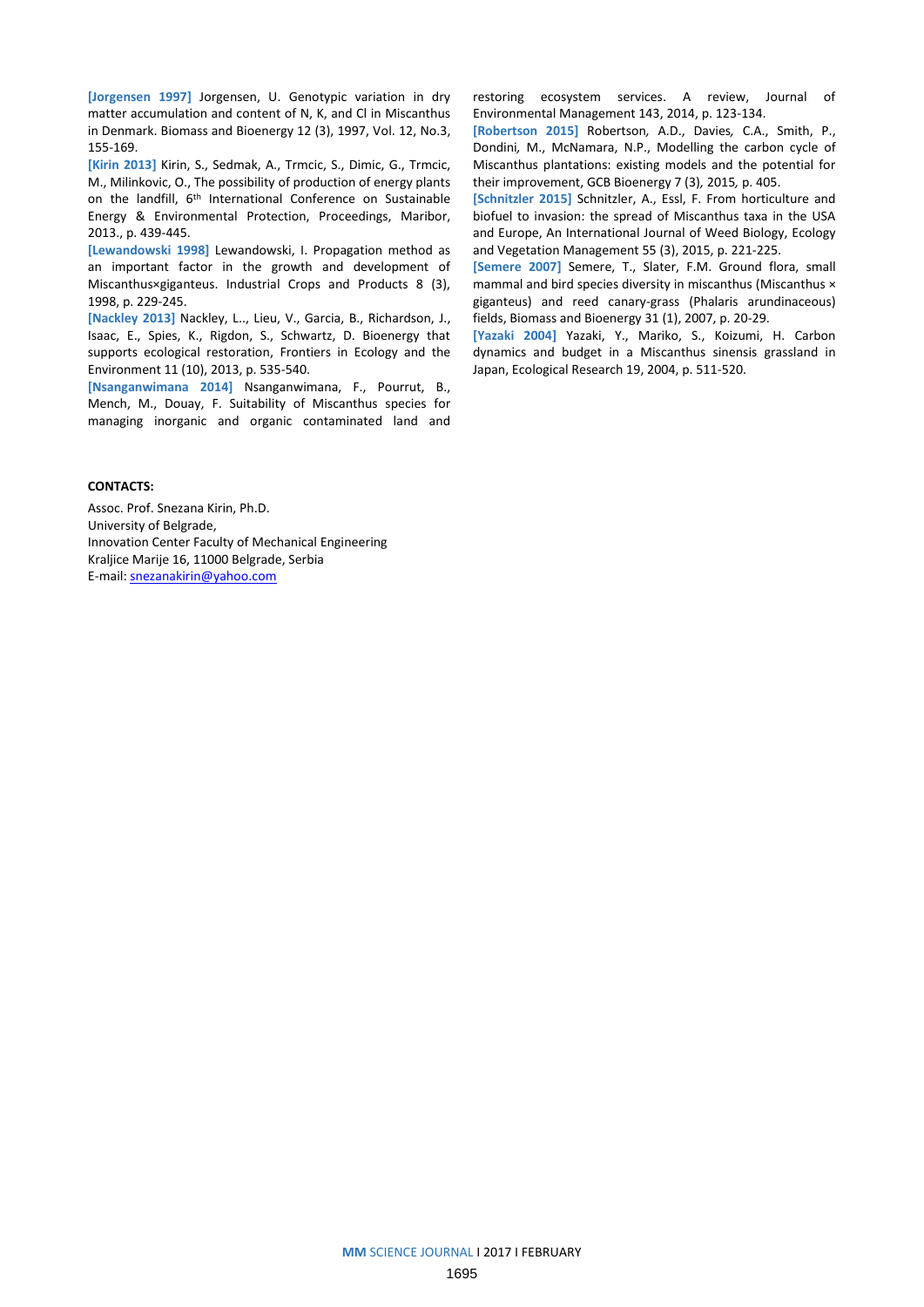[Jorgensen 1997] Jorgensen, U. Genotypic variation in dry matter accumulation and content of N, K, and Cl in Miscanthus in Denmark. Biomass and Bioenergy 12 (3), 1997, Vol. 12, No.3, 155-169.

[Kirin 2013] Kirin, S., Sedmak, A., Trmcic, S., Dimic, G., Trmcic, M., Milinkovic, O., The possibility of production of energy plants on the landfill, 6th International Conference on Sustainable Energy & Environmental Protection, Proceedings, Maribor, 2013., p. 439-445.

[Lewandowski 1998] Lewandowski, I. Propagation method as an important factor in the growth and development of Miscanthus×giganteus. Industrial Crops and Products 8 (3), 1998, p. 229-245.

[Nackley 2013] Nackley, L.., Lieu, V., Garcia, B., Richardson, J., Isaac, E., Spies, K., Rigdon, S., Schwartz, D. Bioenergy that supports ecological restoration, Frontiers in Ecology and the Environment 11 (10), 2013, p. 535-540.

[Nsanganwimana 2014] Nsanganwimana, F., Pourrut, B., Mench, M., Douay, F. Suitability of Miscanthus species for managing inorganic and organic contaminated land and restoring ecosystem services. A review, Journal of Environmental Management 143, 2014, p. 123-134.

[Robertson 2015] Robertson, A.D., Davies, C.A., Smith, P., Dondini, M., McNamara, N.P., Modelling the carbon cycle of Miscanthus plantations: existing models and the potential for their improvement, GCB Bioenergy 7 (3), 2015, p. 405.

[Schnitzler 2015] Schnitzler, A., Essl, F. From horticulture and biofuel to invasion: the spread of Miscanthus taxa in the USA and Europe, An International Journal of Weed Biology, Ecology and Vegetation Management 55 (3), 2015, p. 221-225.

[Semere 2007] Semere, T., Slater, F.M. Ground flora, small mammal and bird species diversity in miscanthus (Miscanthus × giganteus) and reed canary-grass (Phalaris arundinaceous) fields, Biomass and Bioenergy 31 (1), 2007, p. 20-29.

[Yazaki 2004] Yazaki, Y., Mariko, S., Koizumi, H. Carbon dynamics and budget in a Miscanthus sinensis grassland in Japan, Ecological Research 19, 2004, p. 511-520.

**CONTACTS:**

Assoc. Prof. Snezana Kirin, Ph.D.
University of Belgrade,
Innovation Center Faculty of Mechanical Engineering
Kraljice Marije 16, 11000 Belgrade, Serbia
E-mail: snezanakirin@yahoo.com